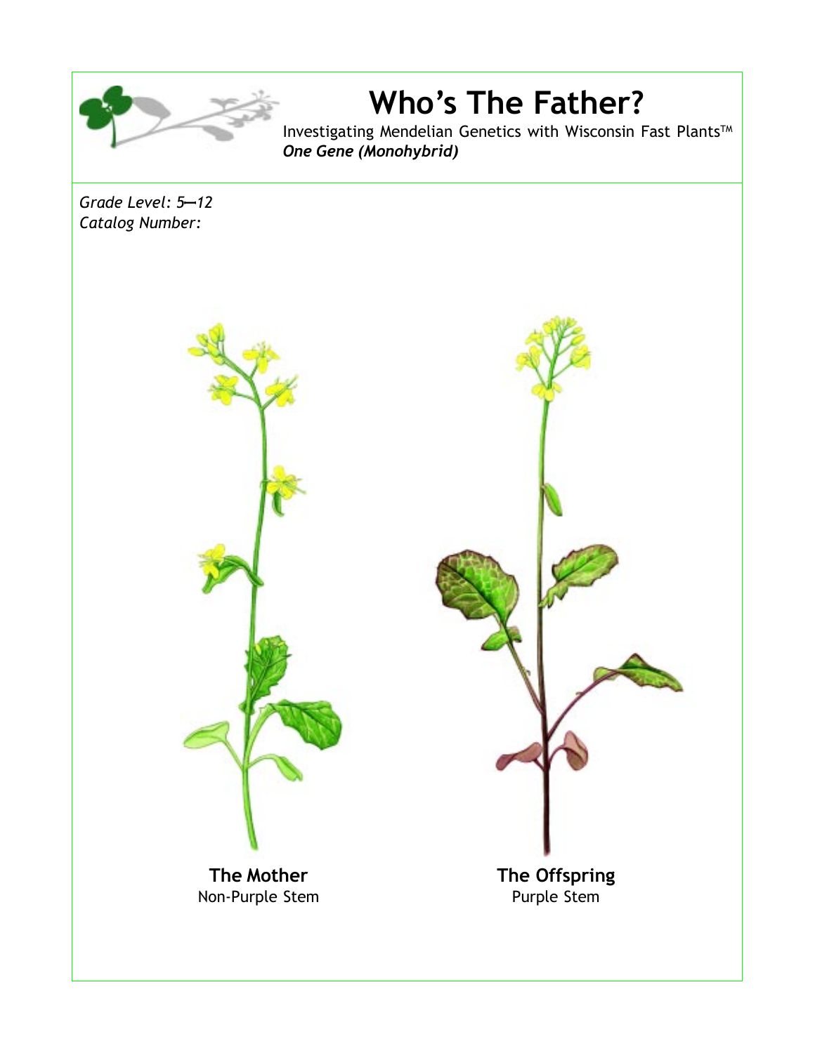# Who's The Father?

Investigating Mendelian Genetics with Wisconsin Fast Plants™
***One Gene (Monohybrid)***

*Grade Level: 5—12*
*Catalog Number:*

**The Mother**
Non-Purple Stem

**The Offspring**
Purple Stem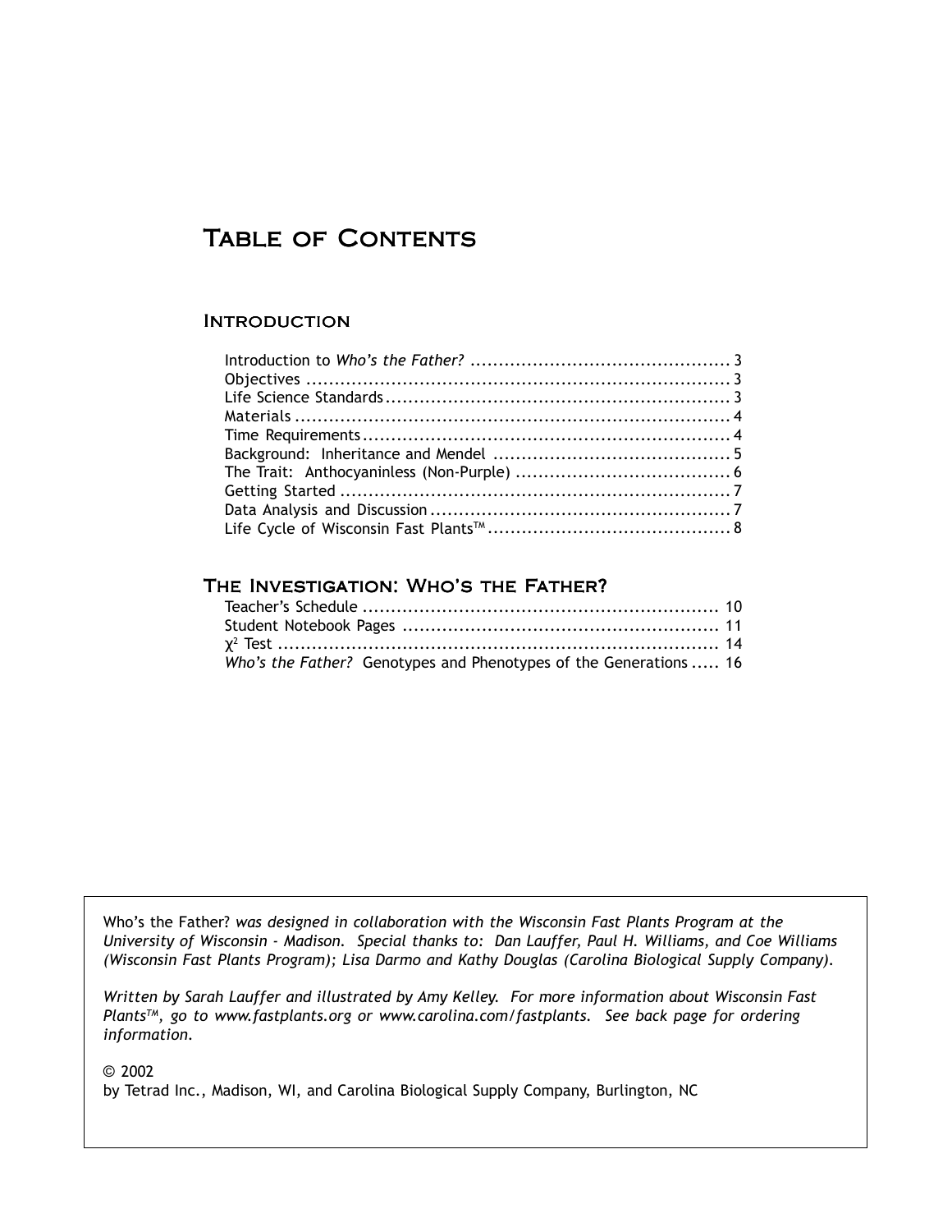# Table of Contents

## Introduction

Introduction to *Who's the Father?* .............................................. 3
Objectives .......................................................................... 3
Life Science Standards ............................................................ 3
Materials ............................................................................ 4
Time Requirements ................................................................ 4
Background: Inheritance and Mendel .......................................... 5
The Trait: Anthocyaninless (Non-Purple) ...................................... 6
Getting Started .................................................................... 7
Data Analysis and Discussion ..................................................... 7
Life Cycle of Wisconsin Fast Plants™ ........................................... 8

## The Investigation: Who's the Father?

Teacher's Schedule ............................................................... 10
Student Notebook Pages ........................................................ 11
$\chi^2$ Test ........................................................................ 14
*Who's the Father?* Genotypes and Phenotypes of the Generations ..... 16

Who's the Father? *was designed in collaboration with the Wisconsin Fast Plants Program at the University of Wisconsin - Madison. Special thanks to: Dan Lauffer, Paul H. Williams, and Coe Williams (Wisconsin Fast Plants Program); Lisa Darmo and Kathy Douglas (Carolina Biological Supply Company).*

*Written by Sarah Lauffer and illustrated by Amy Kelley. For more information about Wisconsin Fast Plants™, go to www.fastplants.org or www.carolina.com/fastplants. See back page for ordering information.*

© 2002
by Tetrad Inc., Madison, WI, and Carolina Biological Supply Company, Burlington, NC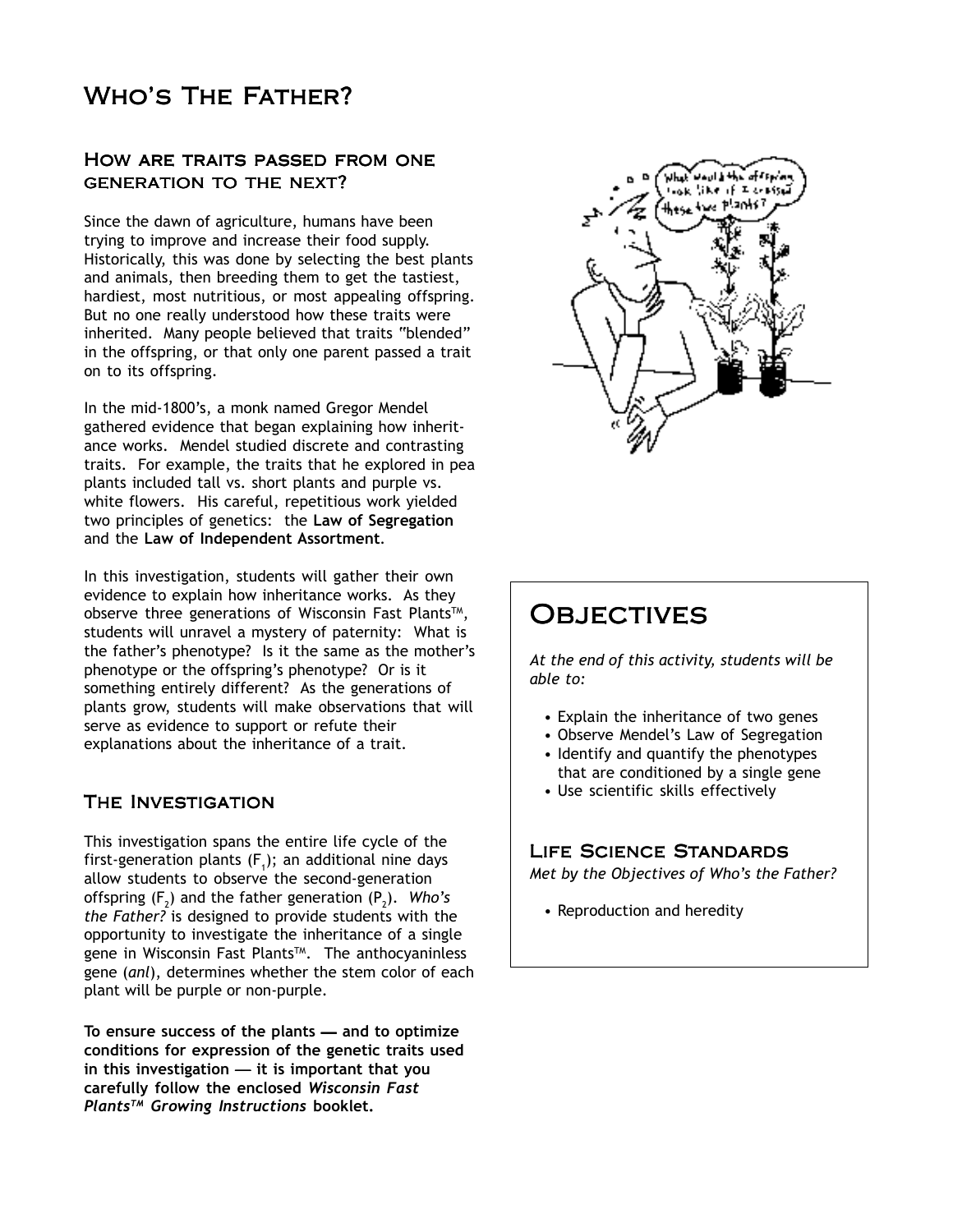# Who's The Father?

## How are traits passed from one generation to the next?

Since the dawn of agriculture, humans have been trying to improve and increase their food supply. Historically, this was done by selecting the best plants and animals, then breeding them to get the tastiest, hardiest, most nutritious, or most appealing offspring. But no one really understood how these traits were inherited. Many people believed that traits "blended" in the offspring, or that only one parent passed a trait on to its offspring.

In the mid-1800's, a monk named Gregor Mendel gathered evidence that began explaining how inheritance works. Mendel studied discrete and contrasting traits. For example, the traits that he explored in pea plants included tall vs. short plants and purple vs. white flowers. His careful, repetitious work yielded two principles of genetics: the **Law of Segregation** and the **Law of Independent Assortment**.

In this investigation, students will gather their own evidence to explain how inheritance works. As they observe three generations of Wisconsin Fast Plants™, students will unravel a mystery of paternity: What is the father's phenotype? Is it the same as the mother's phenotype or the offspring's phenotype? Or is it something entirely different? As the generations of plants grow, students will make observations that will serve as evidence to support or refute their explanations about the inheritance of a trait.

## The Investigation

This investigation spans the entire life cycle of the first-generation plants ($F_1$); an additional nine days allow students to observe the second-generation offspring ($F_2$) and the father generation ($P_2$). *Who's the Father?* is designed to provide students with the opportunity to investigate the inheritance of a single gene in Wisconsin Fast Plants™. The anthocyaninless gene (*anl*), determines whether the stem color of each plant will be purple or non-purple.

**To ensure success of the plants — and to optimize conditions for expression of the genetic traits used in this investigation — it is important that you carefully follow the enclosed *Wisconsin Fast Plants™ Growing Instructions* booklet.**

# Objectives

*At the end of this activity, students will be able to:*

- Explain the inheritance of two genes
- Observe Mendel's Law of Segregation
- Identify and quantify the phenotypes that are conditioned by a single gene
- Use scientific skills effectively

## Life Science Standards

*Met by the Objectives of Who's the Father?*

- Reproduction and heredity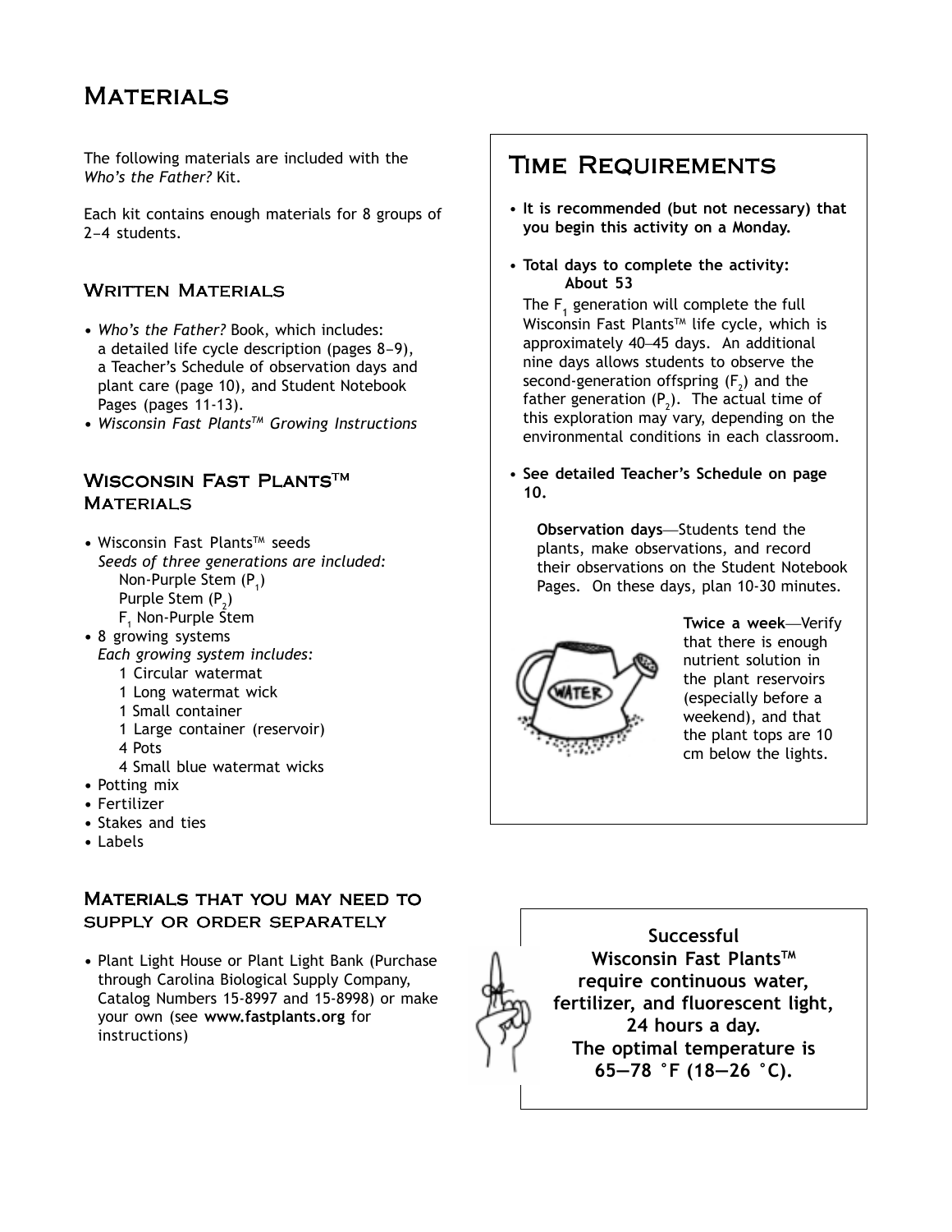# Materials

The following materials are included with the *Who's the Father?* Kit.

Each kit contains enough materials for 8 groups of 2–4 students.

## Written Materials

- *Who's the Father?* Book, which includes: a detailed life cycle description (pages 8–9), a Teacher's Schedule of observation days and plant care (page 10), and Student Notebook Pages (pages 11-13).
- *Wisconsin Fast Plants™ Growing Instructions*

## Wisconsin Fast Plants™ Materials

- Wisconsin Fast Plants™ seeds
  *Seeds of three generations are included:*
  - Non-Purple Stem ($P_1$)
  - Purple Stem ($P_2$)
  - $F_1$ Non-Purple Stem
- 8 growing systems
  *Each growing system includes:*
  - 1 Circular watermat
  - 1 Long watermat wick
  - 1 Small container
  - 1 Large container (reservoir)
  - 4 Pots
  - 4 Small blue watermat wicks
- Potting mix
- Fertilizer
- Stakes and ties
- Labels

## Materials that you may need to supply or order separately

- Plant Light House or Plant Light Bank (Purchase through Carolina Biological Supply Company, Catalog Numbers 15-8997 and 15-8998) or make your own (see **www.fastplants.org** for instructions)

# Time Requirements

- **It is recommended (but not necessary) that you begin this activity on a Monday.**
- **Total days to complete the activity: About 53**

  The $F_1$ generation will complete the full Wisconsin Fast Plants™ life cycle, which is approximately 40–45 days. An additional nine days allows students to observe the second-generation offspring ($F_2$) and the father generation ($P_2$). The actual time of this exploration may vary, depending on the environmental conditions in each classroom.

- **See detailed Teacher's Schedule on page 10.**

  **Observation days**—Students tend the plants, make observations, and record their observations on the Student Notebook Pages. On these days, plan 10-30 minutes.

  **Twice a week**—Verify that there is enough nutrient solution in the plant reservoirs (especially before a weekend), and that the plant tops are 10 cm below the lights.

**Successful Wisconsin Fast Plants™ require continuous water, fertilizer, and fluorescent light, 24 hours a day. The optimal temperature is 65—78 °F (18—26 °C).**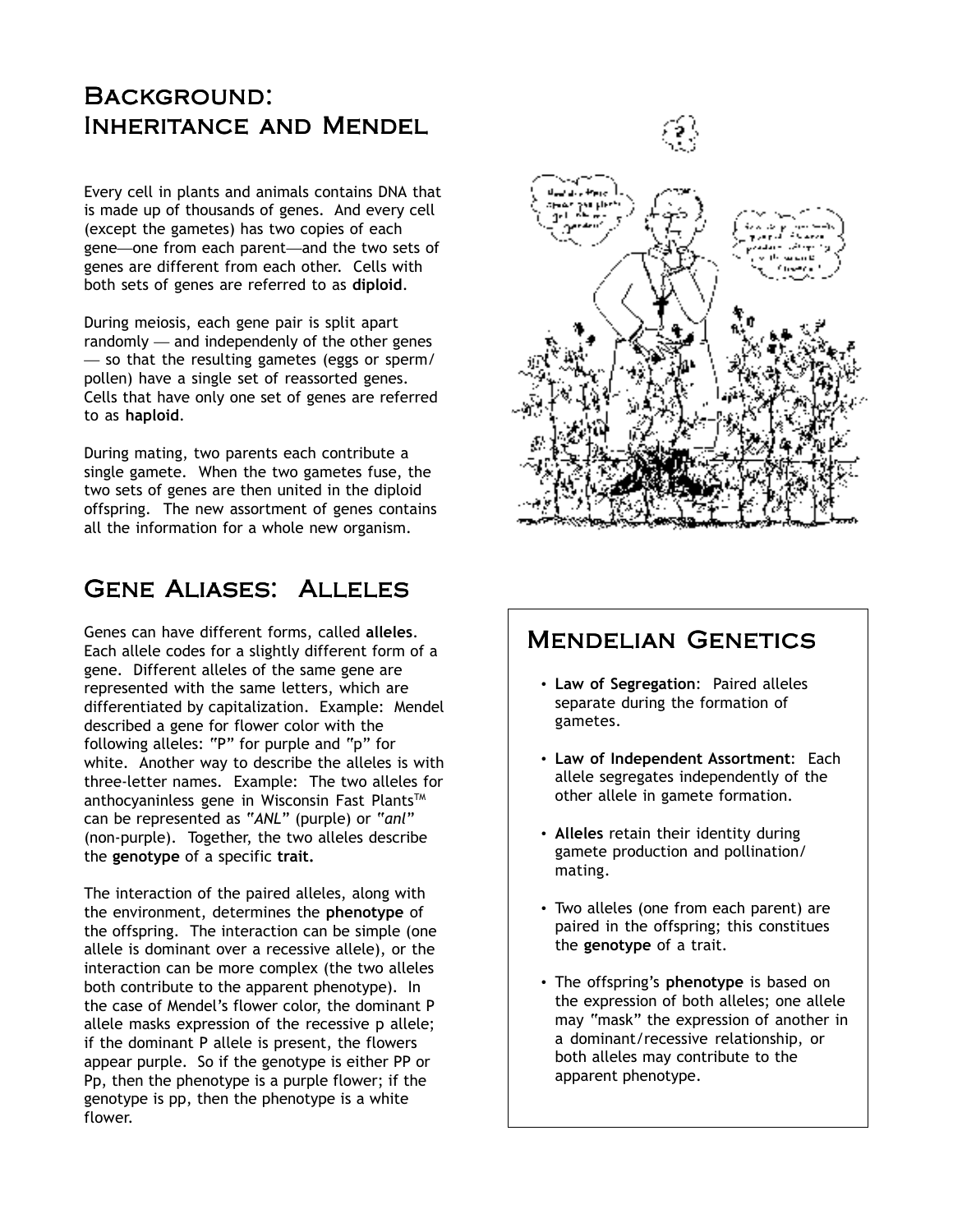# Background: Inheritance and Mendel

Every cell in plants and animals contains DNA that is made up of thousands of genes. And every cell (except the gametes) has two copies of each gene—one from each parent—and the two sets of genes are different from each other. Cells with both sets of genes are referred to as **diploid**.

During meiosis, each gene pair is split apart randomly — and independenly of the other genes — so that the resulting gametes (eggs or sperm/ pollen) have a single set of reassorted genes. Cells that have only one set of genes are referred to as **haploid**.

During mating, two parents each contribute a single gamete. When the two gametes fuse, the two sets of genes are then united in the diploid offspring. The new assortment of genes contains all the information for a whole new organism.

# Gene Aliases: Alleles

Genes can have different forms, called **alleles**. Each allele codes for a slightly different form of a gene. Different alleles of the same gene are represented with the same letters, which are differentiated by capitalization. Example: Mendel described a gene for flower color with the following alleles: "P" for purple and "p" for white. Another way to describe the alleles is with three-letter names. Example: The two alleles for anthocyaninless gene in Wisconsin Fast Plants™ can be represented as "*ANL*" (purple) or "*anl*" (non-purple). Together, the two alleles describe the **genotype** of a specific **trait.**

The interaction of the paired alleles, along with the environment, determines the **phenotype** of the offspring. The interaction can be simple (one allele is dominant over a recessive allele), or the interaction can be more complex (the two alleles both contribute to the apparent phenotype). In the case of Mendel's flower color, the dominant P allele masks expression of the recessive p allele; if the dominant P allele is present, the flowers appear purple. So if the genotype is either PP or Pp, then the phenotype is a purple flower; if the genotype is pp, then the phenotype is a white flower.

## Mendelian Genetics

- **Law of Segregation**: Paired alleles separate during the formation of gametes.
- **Law of Independent Assortment**: Each allele segregates independently of the other allele in gamete formation.
- **Alleles** retain their identity during gamete production and pollination/ mating.
- Two alleles (one from each parent) are paired in the offspring; this constitues the **genotype** of a trait.
- The offspring's **phenotype** is based on the expression of both alleles; one allele may "mask" the expression of another in a dominant/recessive relationship, or both alleles may contribute to the apparent phenotype.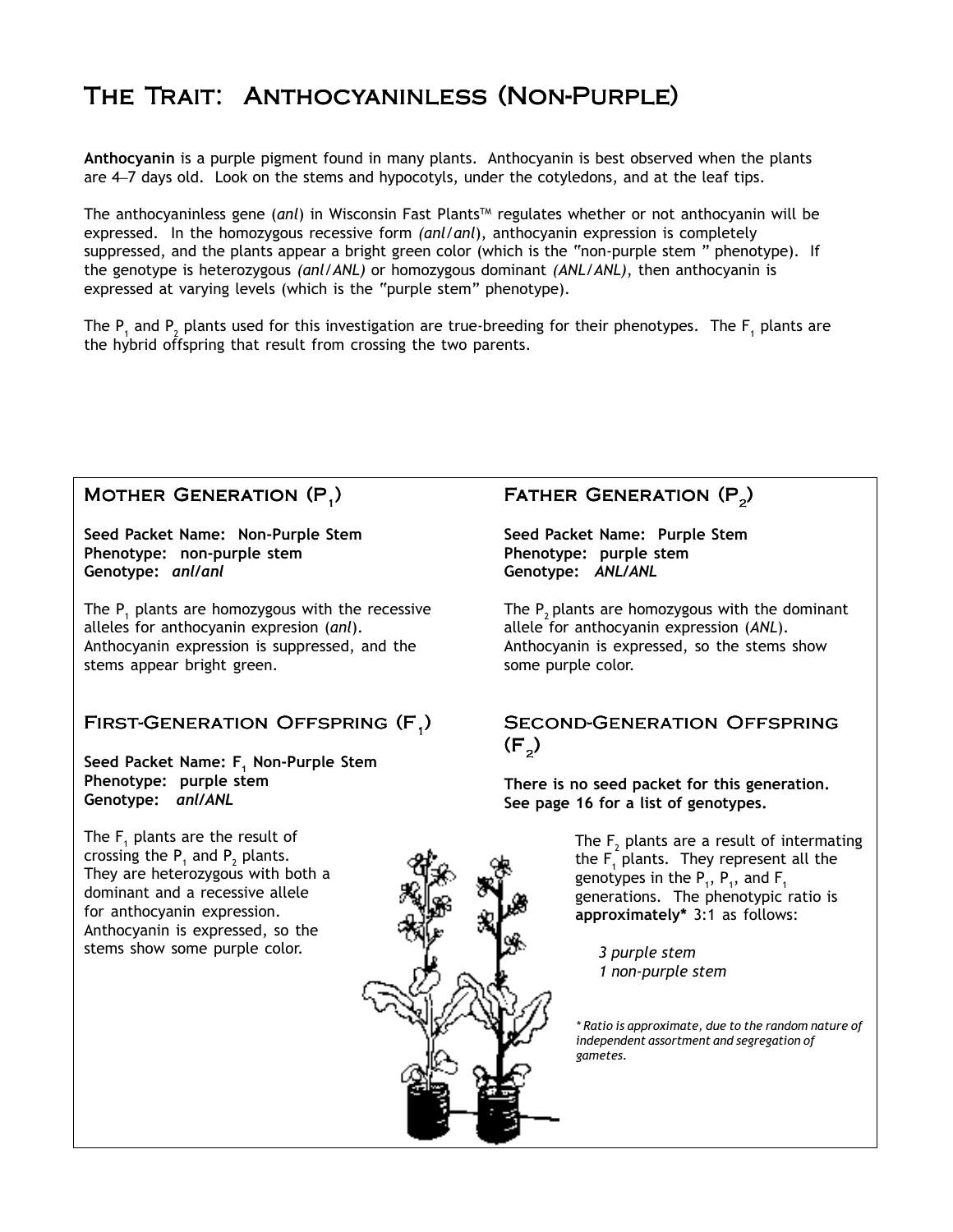# The Trait: Anthocyaninless (Non-Purple)

**Anthocyanin** is a purple pigment found in many plants. Anthocyanin is best observed when the plants are 4–7 days old. Look on the stems and hypocotyls, under the cotyledons, and at the leaf tips.

The anthocyaninless gene (*anl*) in Wisconsin Fast Plants™ regulates whether or not anthocyanin will be expressed. In the homozygous recessive form *(anl/anl)*, anthocyanin expression is completely suppressed, and the plants appear a bright green color (which is the "non-purple stem " phenotype). If the genotype is heterozygous *(anl/ANL)* or homozygous dominant *(ANL/ANL)*, then anthocyanin is expressed at varying levels (which is the "purple stem" phenotype).

The $P_1$ and $P_2$ plants used for this investigation are true-breeding for their phenotypes. The $F_1$ plants are the hybrid offspring that result from crossing the two parents.

## Mother Generation ($P_1$)

**Seed Packet Name: Non-Purple Stem**
**Phenotype: non-purple stem**
**Genotype: *anl/anl***

The $P_1$ plants are homozygous with the recessive alleles for anthocyanin expression (*anl*). Anthocyanin expression is suppressed, and the stems appear bright green.

## Father Generation ($P_2$)

**Seed Packet Name: Purple Stem**
**Phenotype: purple stem**
**Genotype: *ANL/ANL***

The $P_2$ plants are homozygous with the dominant allele for anthocyanin expression (*ANL*). Anthocyanin is expressed, so the stems show some purple color.

## First-Generation Offspring ($F_1$)

**Seed Packet Name: $F_1$ Non-Purple Stem**
**Phenotype: purple stem**
**Genotype: *anl/ANL***

The $F_1$ plants are the result of crossing the $P_1$ and $P_2$ plants. They are heterozygous with both a dominant and a recessive allele for anthocyanin expression. Anthocyanin is expressed, so the stems show some purple color.

## Second-Generation Offspring ($F_2$)

**There is no seed packet for this generation. See page 16 for a list of genotypes.**

The $F_2$ plants are a result of intermating the $F_1$ plants. They represent all the genotypes in the $P_1$, $P_1$, and $F_1$ generations. The phenotypic ratio is **approximately*** 3:1 as follows:

*3 purple stem*
*1 non-purple stem*

*\* Ratio is approximate, due to the random nature of independent assortment and segregation of gametes.*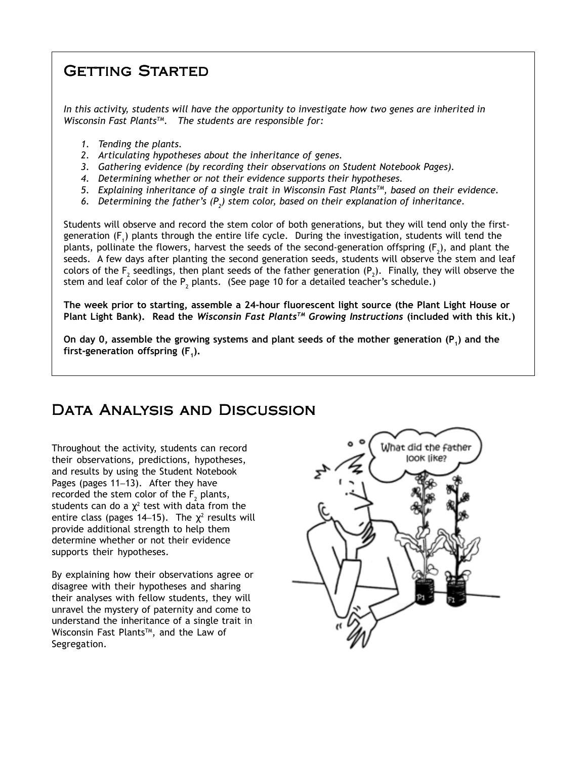## Getting Started

*In this activity, students will have the opportunity to investigate how two genes are inherited in Wisconsin Fast Plants™. The students are responsible for:*

1. *Tending the plants.*
2. *Articulating hypotheses about the inheritance of genes.*
3. *Gathering evidence (by recording their observations on Student Notebook Pages).*
4. *Determining whether or not their evidence supports their hypotheses.*
5. *Explaining inheritance of a single trait in Wisconsin Fast Plants™, based on their evidence.*
6. *Determining the father's ($P_2$) stem color, based on their explanation of inheritance.*

Students will observe and record the stem color of both generations, but they will tend only the first-generation ($F_1$) plants through the entire life cycle. During the investigation, students will tend the plants, pollinate the flowers, harvest the seeds of the second-generation offspring ($F_2$), and plant the seeds. A few days after planting the second generation seeds, students will observe the stem and leaf colors of the $F_2$ seedlings, then plant seeds of the father generation ($P_2$). Finally, they will observe the stem and leaf color of the $P_2$ plants. (See page 10 for a detailed teacher's schedule.)

**The week prior to starting, assemble a 24-hour fluorescent light source (the Plant Light House or Plant Light Bank). Read the *Wisconsin Fast Plants™ Growing Instructions* (included with this kit.)**

**On day 0, assemble the growing systems and plant seeds of the mother generation ($P_1$) and the first-generation offspring ($F_1$).**

## Data Analysis and Discussion

Throughout the activity, students can record their observations, predictions, hypotheses, and results by using the Student Notebook Pages (pages 11–13). After they have recorded the stem color of the $F_2$ plants, students can do a $\chi^2$ test with data from the entire class (pages 14–15). The $\chi^2$ results will provide additional strength to help them determine whether or not their evidence supports their hypotheses.

By explaining how their observations agree or disagree with their hypotheses and sharing their analyses with fellow students, they will unravel the mystery of paternity and come to understand the inheritance of a single trait in Wisconsin Fast Plants™, and the Law of Segregation.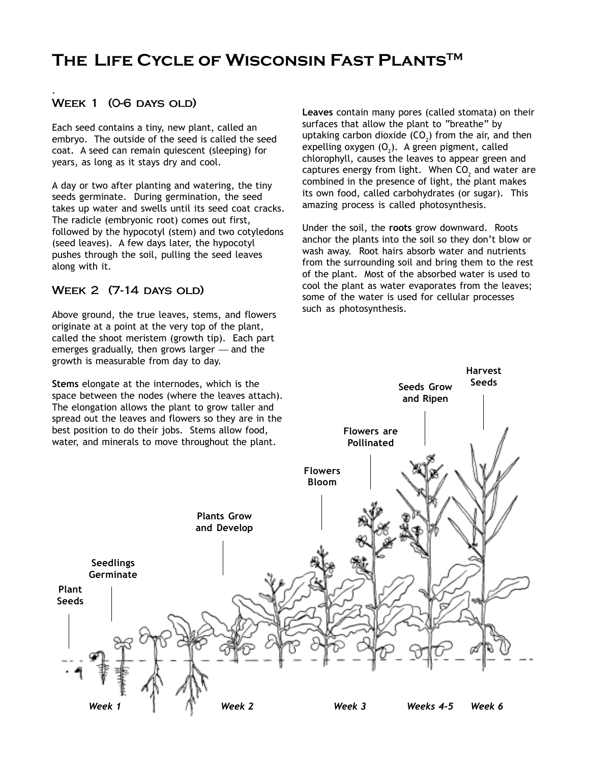# The Life Cycle of Wisconsin Fast Plants™

## Week 1 (0-6 days old)

Each seed contains a tiny, new plant, called an embryo. The outside of the seed is called the seed coat. A seed can remain quiescent (sleeping) for years, as long as it stays dry and cool.

A day or two after planting and watering, the tiny seeds germinate. During germination, the seed takes up water and swells until its seed coat cracks. The radicle (embryonic root) comes out first, followed by the hypocotyl (stem) and two cotyledons (seed leaves). A few days later, the hypocotyl pushes through the soil, pulling the seed leaves along with it.

## Week 2 (7-14 days old)

Above ground, the true leaves, stems, and flowers originate at a point at the very top of the plant, called the shoot meristem (growth tip). Each part emerges gradually, then grows larger — and the growth is measurable from day to day.

**Stems** elongate at the internodes, which is the space between the nodes (where the leaves attach). The elongation allows the plant to grow taller and spread out the leaves and flowers so they are in the best position to do their jobs. Stems allow food, water, and minerals to move throughout the plant.

**Leaves** contain many pores (called stomata) on their surfaces that allow the plant to "breathe" by uptaking carbon dioxide ($CO_2$) from the air, and then expelling oxygen ($O_2$). A green pigment, called chlorophyll, causes the leaves to appear green and captures energy from light. When $CO_2$ and water are combined in the presence of light, the plant makes its own food, called carbohydrates (or sugar). This amazing process is called photosynthesis.

Under the soil, the **roots** grow downward. Roots anchor the plants into the soil so they don't blow or wash away. Root hairs absorb water and nutrients from the surrounding soil and bring them to the rest of the plant. Most of the absorbed water is used to cool the plant as water evaporates from the leaves; some of the water is used for cellular processes such as photosynthesis.

**Plant Seeds** — **Seedlings Germinate** — **Plants Grow and Develop** — **Flowers Bloom** — **Flowers are Pollinated** — **Seeds Grow and Ripen** — **Harvest Seeds**

*Week 1* — *Week 2* — *Week 3* — *Weeks 4-5* — *Week 6*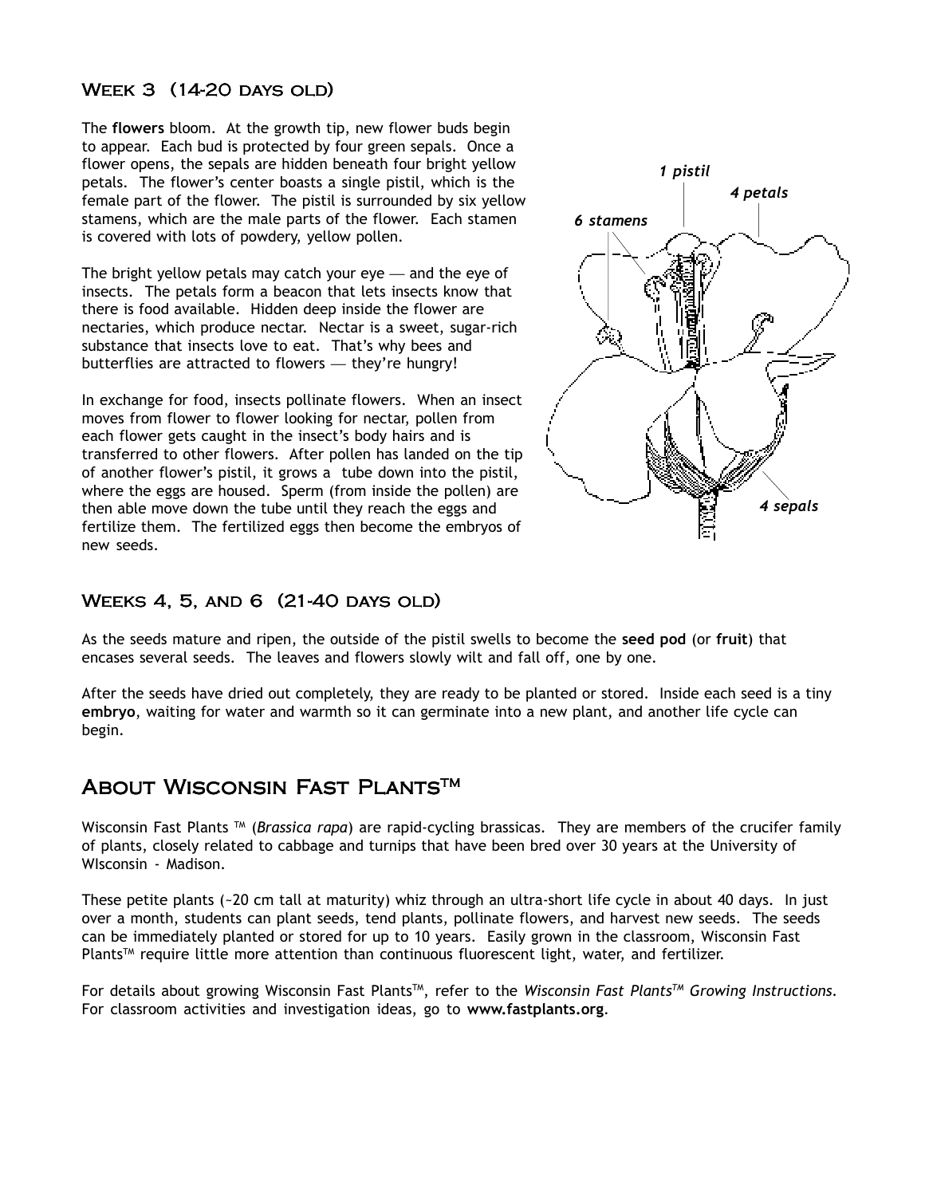## Week 3 (14-20 days old)

The **flowers** bloom. At the growth tip, new flower buds begin to appear. Each bud is protected by four green sepals. Once a flower opens, the sepals are hidden beneath four bright yellow petals. The flower's center boasts a single pistil, which is the female part of the flower. The pistil is surrounded by six yellow stamens, which are the male parts of the flower. Each stamen is covered with lots of powdery, yellow pollen.

The bright yellow petals may catch your eye — and the eye of insects. The petals form a beacon that lets insects know that there is food available. Hidden deep inside the flower are nectaries, which produce nectar. Nectar is a sweet, sugar-rich substance that insects love to eat. That's why bees and butterflies are attracted to flowers — they're hungry!

In exchange for food, insects pollinate flowers. When an insect moves from flower to flower looking for nectar, pollen from each flower gets caught in the insect's body hairs and is transferred to other flowers. After pollen has landed on the tip of another flower's pistil, it grows a tube down into the pistil, where the eggs are housed. Sperm (from inside the pollen) are then able move down the tube until they reach the eggs and fertilize them. The fertilized eggs then become the embryos of new seeds.

*1 pistil*

*4 petals*

*6 stamens*

*4 sepals*

## Weeks 4, 5, and 6 (21-40 days old)

As the seeds mature and ripen, the outside of the pistil swells to become the **seed pod** (or **fruit**) that encases several seeds. The leaves and flowers slowly wilt and fall off, one by one.

After the seeds have dried out completely, they are ready to be planted or stored. Inside each seed is a tiny **embryo**, waiting for water and warmth so it can germinate into a new plant, and another life cycle can begin.

# About Wisconsin Fast Plants™

Wisconsin Fast Plants ™ (*Brassica rapa*) are rapid-cycling brassicas. They are members of the crucifer family of plants, closely related to cabbage and turnips that have been bred over 30 years at the University of WIsconsin - Madison.

These petite plants (~20 cm tall at maturity) whiz through an ultra-short life cycle in about 40 days. In just over a month, students can plant seeds, tend plants, pollinate flowers, and harvest new seeds. The seeds can be immediately planted or stored for up to 10 years. Easily grown in the classroom, Wisconsin Fast Plants™ require little more attention than continuous fluorescent light, water, and fertilizer.

For details about growing Wisconsin Fast Plants™, refer to the *Wisconsin Fast Plants™ Growing Instructions*. For classroom activities and investigation ideas, go to **www.fastplants.org**.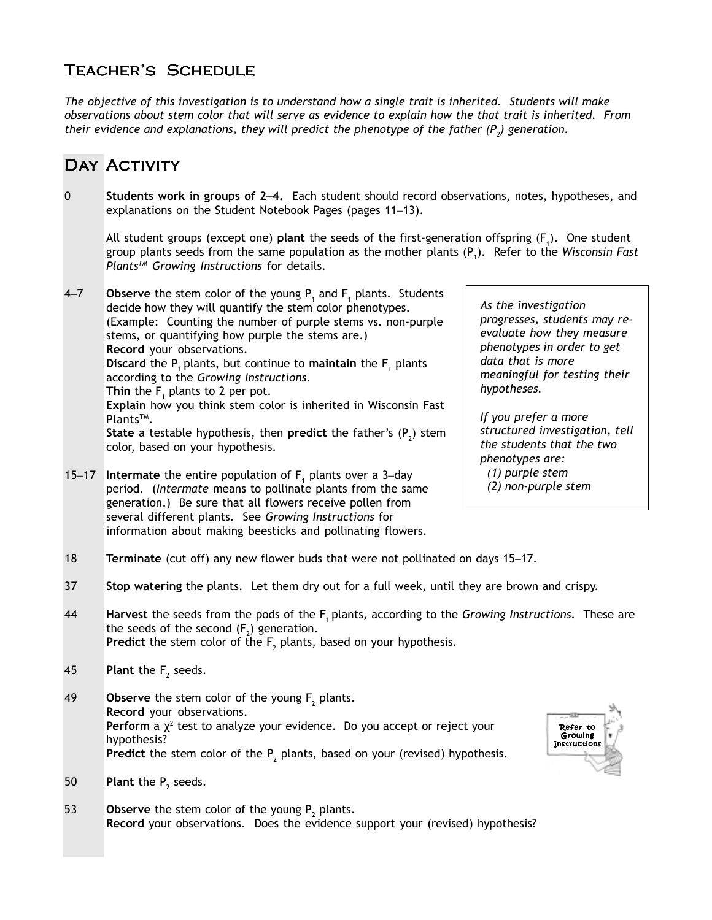## Teacher's Schedule

*The objective of this investigation is to understand how a single trait is inherited. Students will make observations about stem color that will serve as evidence to explain how the that trait is inherited. From their evidence and explanations, they will predict the phenotype of the father ($P_2$) generation.*

## Day Activity

**0** — **Students work in groups of 2–4.** Each student should record observations, notes, hypotheses, and explanations on the Student Notebook Pages (pages 11–13).

All student groups (except one) **plant** the seeds of the first-generation offspring ($F_1$). One student group plants seeds from the same population as the mother plants ($P_1$). Refer to the *Wisconsin Fast Plants™ Growing Instructions* for details.

**4–7** — **Observe** the stem color of the young $P_1$ and $F_1$ plants. Students decide how they will quantify the stem color phenotypes. (Example: Counting the number of purple stems vs. non-purple stems, or quantifying how purple the stems are.)
**Record** your observations.
**Discard** the $P_1$ plants, but continue to **maintain** the $F_1$ plants according to the *Growing Instructions*.
**Thin** the $F_1$ plants to 2 per pot.
**Explain** how you think stem color is inherited in Wisconsin Fast Plants™.
**State** a testable hypothesis, then **predict** the father's ($P_2$) stem color, based on your hypothesis.

> *As the investigation progresses, students may re-evaluate how they measure phenotypes in order to get data that is more meaningful for testing their hypotheses.*
>
> *If you prefer a more structured investigation, tell the students that the two phenotypes are:*
> *(1) purple stem*
> *(2) non-purple stem*

**15–17** — **Intermate** the entire population of $F_1$ plants over a 3–day period. (*Intermate* means to pollinate plants from the same generation.) Be sure that all flowers receive pollen from several different plants. See *Growing Instructions* for information about making beesticks and pollinating flowers.

**18** — **Terminate** (cut off) any new flower buds that were not pollinated on days 15–17.

**37** — **Stop watering** the plants. Let them dry out for a full week, until they are brown and crispy.

**44** — **Harvest** the seeds from the pods of the $F_1$ plants, according to the *Growing Instructions*. These are the seeds of the second ($F_2$) generation.
**Predict** the stem color of the $F_2$ plants, based on your hypothesis.

**45** — **Plant** the $F_2$ seeds.

**49** — **Observe** the stem color of the young $F_2$ plants.
**Record** your observations.
**Perform** a $\chi^2$ test to analyze your evidence. Do you accept or reject your hypothesis?
**Predict** the stem color of the $P_2$ plants, based on your (revised) hypothesis.

Refer to Growing Instructions

**50** — **Plant** the $P_2$ seeds.

**53** — **Observe** the stem color of the young $P_2$ plants.
**Record** your observations. Does the evidence support your (revised) hypothesis?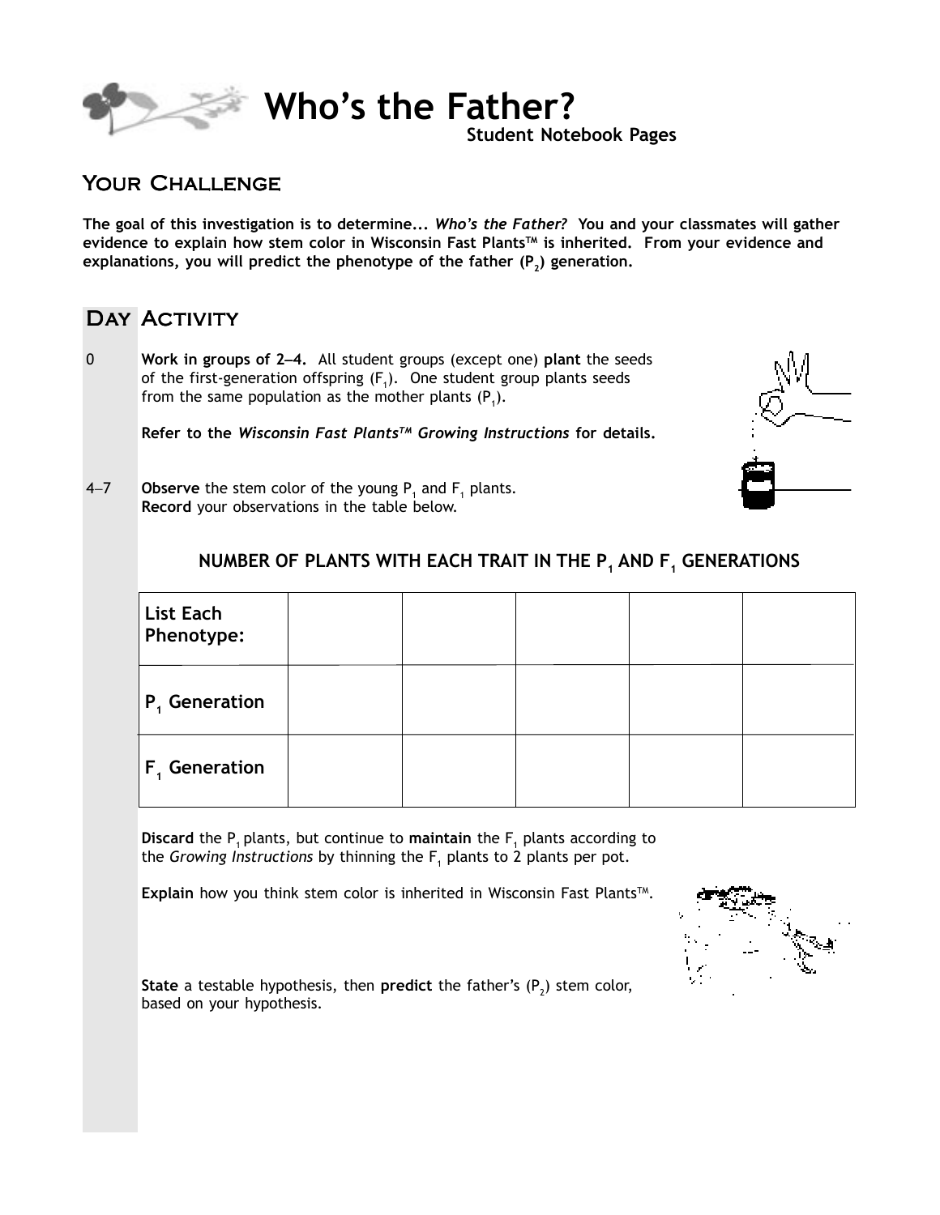# Who's the Father?

**Student Notebook Pages**

## Your Challenge

**The goal of this investigation is to determine...** ***Who's the Father?*** **You and your classmates will gather evidence to explain how stem color in Wisconsin Fast Plants™ is inherited. From your evidence and explanations, you will predict the phenotype of the father ($P_2$) generation.**

## Day Activity

0 **Work in groups of 2–4.** All student groups (except one) **plant** the seeds of the first-generation offspring ($F_1$). One student group plants seeds from the same population as the mother plants ($P_1$).

**Refer to the** ***Wisconsin Fast Plants™ Growing Instructions*** **for details.**

4–7 **Observe** the stem color of the young $P_1$ and $F_1$ plants. **Record** your observations in the table below.

### NUMBER OF PLANTS WITH EACH TRAIT IN THE $P_1$ AND $F_1$ GENERATIONS

| List Each Phenotype: | | | | | |
|---|---|---|---|---|---|
| $P_1$ Generation | | | | | |
| $F_1$ Generation | | | | | |

**Discard** the $P_1$ plants, but continue to **maintain** the $F_1$ plants according to the *Growing Instructions* by thinning the $F_1$ plants to 2 plants per pot.

**Explain** how you think stem color is inherited in Wisconsin Fast Plants™.

**State** a testable hypothesis, then **predict** the father's ($P_2$) stem color, based on your hypothesis.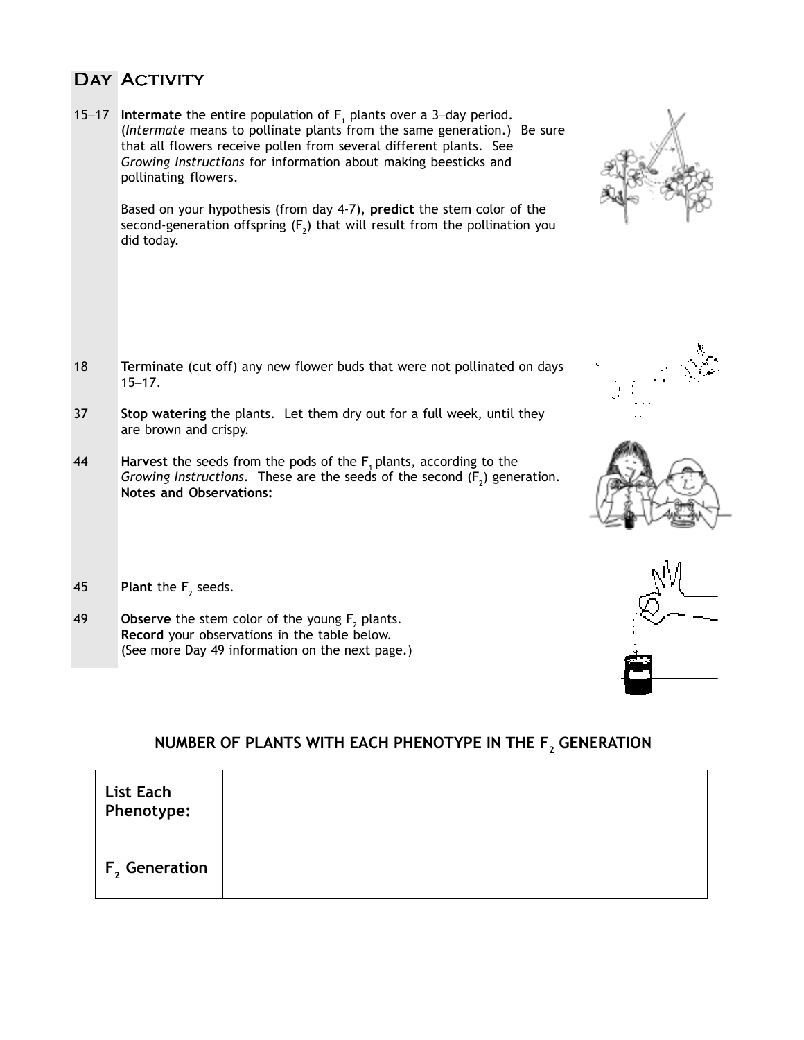## Day Activity

**15–17** **Intermate** the entire population of $F_1$ plants over a 3–day period. (*Intermate* means to pollinate plants from the same generation.) Be sure that all flowers receive pollen from several different plants. See *Growing Instructions* for information about making beesticks and pollinating flowers.

Based on your hypothesis (from day 4-7), **predict** the stem color of the second-generation offspring ($F_2$) that will result from the pollination you did today.

**18** **Terminate** (cut off) any new flower buds that were not pollinated on days 15–17.

**37** **Stop watering** the plants. Let them dry out for a full week, until they are brown and crispy.

**44** **Harvest** the seeds from the pods of the $F_1$ plants, according to the *Growing Instructions*. These are the seeds of the second ($F_2$) generation.
**Notes and Observations:**

**45** **Plant** the $F_2$ seeds.

**49** **Observe** the stem color of the young $F_2$ plants.
**Record** your observations in the table below.
(See more Day 49 information on the next page.)

**NUMBER OF PLANTS WITH EACH PHENOTYPE IN THE $F_2$ GENERATION**

| **List Each Phenotype:** | | | | | |
|---|---|---|---|---|---|
| **$F_2$ Generation** | | | | | |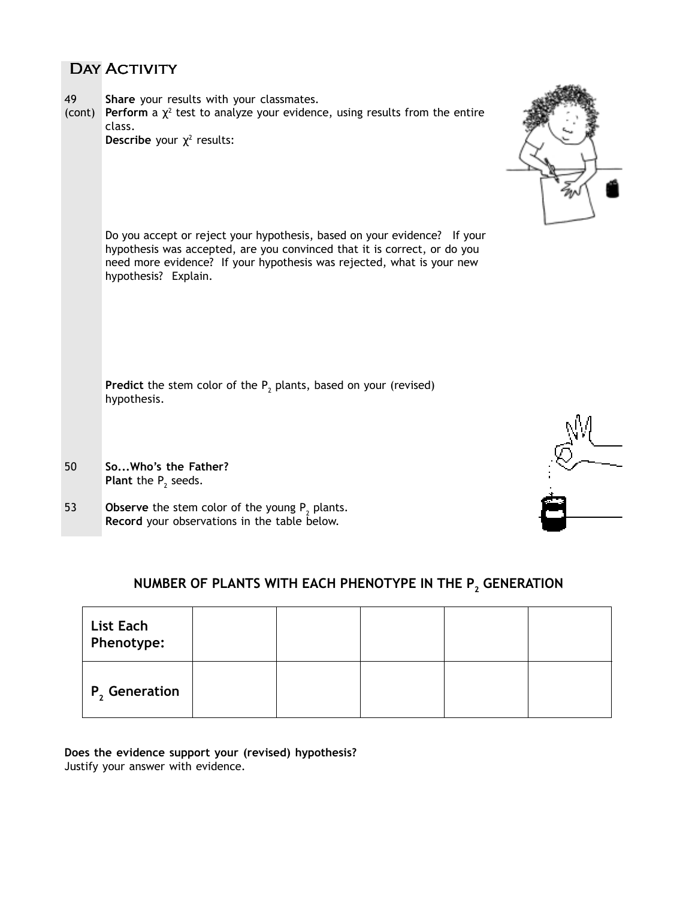## Day Activity

**49 (cont)**

**Share** your results with your classmates.
**Perform** a $\chi^2$ test to analyze your evidence, using results from the entire class.
**Describe** your $\chi^2$ results:

Do you accept or reject your hypothesis, based on your evidence? If your hypothesis was accepted, are you convinced that it is correct, or do you need more evidence? If your hypothesis was rejected, what is your new hypothesis? Explain.

**Predict** the stem color of the $P_2$ plants, based on your (revised) hypothesis.

**50**

**So...Who's the Father?**
**Plant** the $P_2$ seeds.

**53**

**Observe** the stem color of the young $P_2$ plants.
**Record** your observations in the table below.

### NUMBER OF PLANTS WITH EACH PHENOTYPE IN THE $P_2$ GENERATION

| **List Each Phenotype:** | | | | | |
|---|---|---|---|---|---|
| **$P_2$ Generation** | | | | | |

**Does the evidence support your (revised) hypothesis?**
Justify your answer with evidence.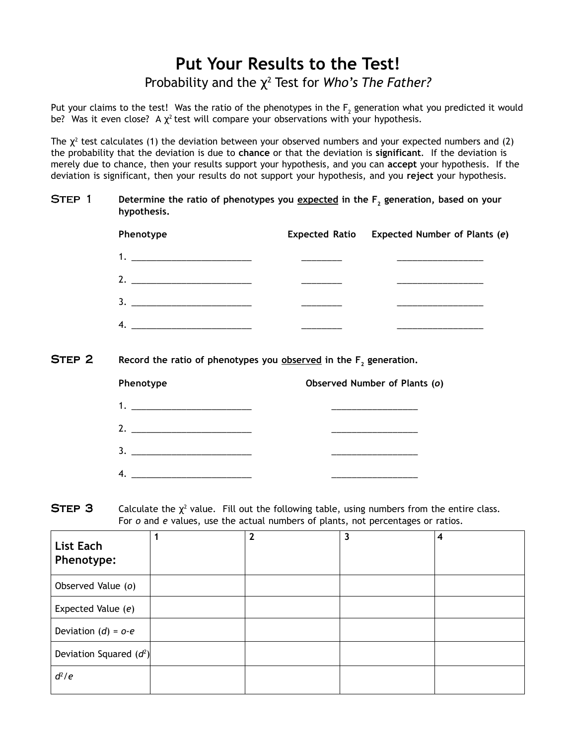# Put Your Results to the Test!

## Probability and the $\chi^2$ Test for *Who's The Father?*

Put your claims to the test! Was the ratio of the phenotypes in the $F_2$ generation what you predicted it would be? Was it even close? A $\chi^2$ test will compare your observations with your hypothesis.

The $\chi^2$ test calculates (1) the deviation between your observed numbers and your expected numbers and (2) the probability that the deviation is due to **chance** or that the deviation is **significant**. If the deviation is merely due to chance, then your results support your hypothesis, and you can **accept** your hypothesis. If the deviation is significant, then your results do not support your hypothesis, and you **reject** your hypothesis.

**STEP 1** **Determine the ratio of phenotypes you expected in the $F_2$ generation, based on your hypothesis.**

| Phenotype | Expected Ratio | Expected Number of Plants (*e*) |
|---|---|---|
| 1. ________________________ | ________ | ________________ |
| 2. ________________________ | ________ | ________________ |
| 3. ________________________ | ________ | ________________ |
| 4. ________________________ | ________ | ________________ |

**STEP 2** **Record the ratio of phenotypes you observed in the $F_2$ generation.**

| Phenotype | Observed Number of Plants (*o*) |
|---|---|
| 1. ________________________ | ________________ |
| 2. ________________________ | ________________ |
| 3. ________________________ | ________________ |
| 4. ________________________ | ________________ |

**STEP 3** Calculate the $\chi^2$ value. Fill out the following table, using numbers from the entire class. For *o* and *e* values, use the actual numbers of plants, not percentages or ratios.

| **List Each Phenotype:** | 1 | 2 | 3 | 4 |
|---|---|---|---|---|
| Observed Value (*o*) | | | | |
| Expected Value (*e*) | | | | |
| Deviation ($d$) = $o$-$e$ | | | | |
| Deviation Squared ($d^2$) | | | | |
| $d^2/e$ | | | | |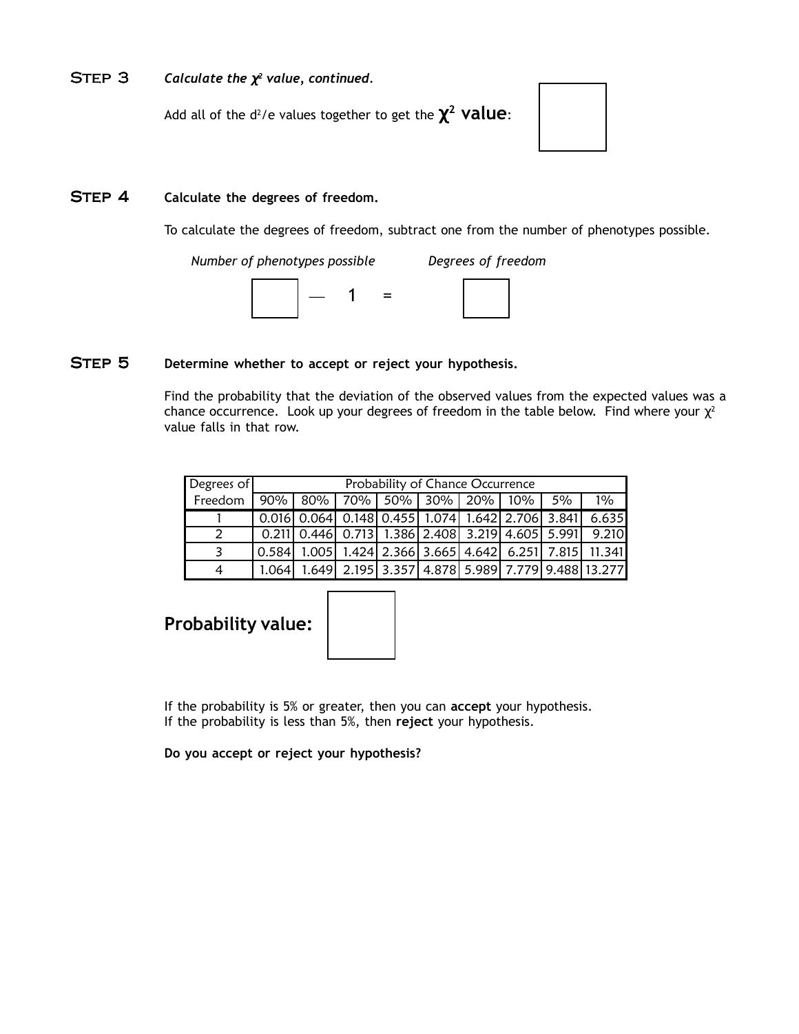## STEP 3 *Calculate the $\chi^2$ value, continued.*

Add all of the $d^2/e$ values together to get the **$\chi^2$ value**:

## STEP 4 Calculate the degrees of freedom.

To calculate the degrees of freedom, subtract one from the number of phenotypes possible.

| *Number of phenotypes possible* | | | | *Degrees of freedom* |
|---|---|---|---|---|
| ☐ | — | 1 | = | ☐ |

## STEP 5 Determine whether to accept or reject your hypothesis.

Find the probability that the deviation of the observed values from the expected values was a chance occurrence. Look up your degrees of freedom in the table below. Find where your $\chi^2$ value falls in that row.

| Degrees of | Probability of Chance Occurrence | | | | | | | | |
|---|---|---|---|---|---|---|---|---|---|
| Freedom | 90% | 80% | 70% | 50% | 30% | 20% | 10% | 5% | 1% |
| 1 | 0.016 | 0.064 | 0.148 | 0.455 | 1.074 | 1.642 | 2.706 | 3.841 | 6.635 |
| 2 | 0.211 | 0.446 | 0.713 | 1.386 | 2.408 | 3.219 | 4.605 | 5.991 | 9.210 |
| 3 | 0.584 | 1.005 | 1.424 | 2.366 | 3.665 | 4.642 | 6.251 | 7.815 | 11.341 |
| 4 | 1.064 | 1.649 | 2.195 | 3.357 | 4.878 | 5.989 | 7.779 | 9.488 | 13.277 |

**Probability value:**

If the probability is 5% or greater, then you can **accept** your hypothesis.
If the probability is less than 5%, then **reject** your hypothesis.

**Do you accept or reject your hypothesis?**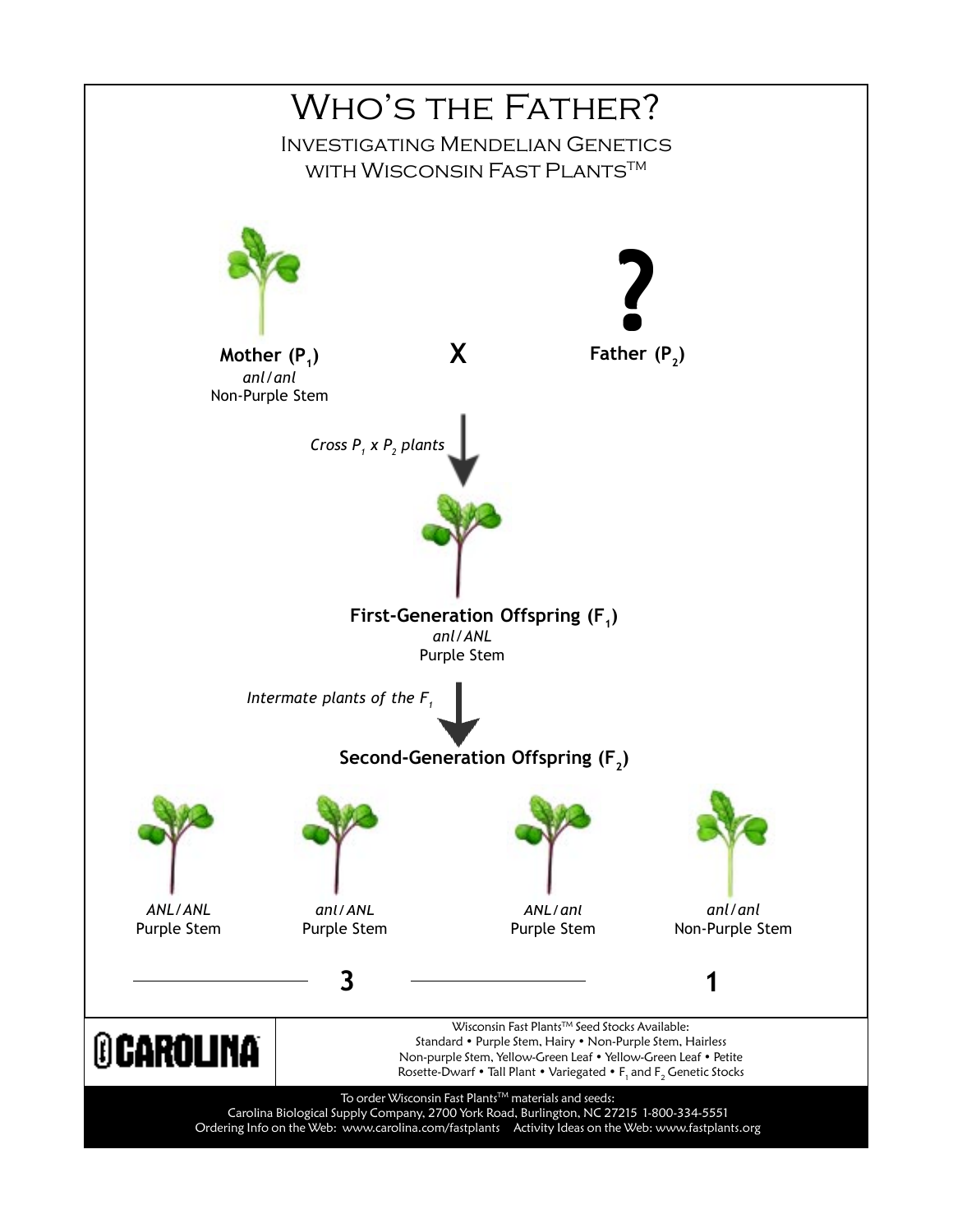# Who's the Father?

## Investigating Mendelian Genetics with Wisconsin Fast Plants™

**Mother ($P_1$)**
*anl/anl*
Non-Purple Stem

**X**

**?**

**Father ($P_2$)**

*Cross $P_1$ x $P_2$ plants*

**First-Generation Offspring ($F_1$)**
*anl/ANL*
Purple Stem

*Intermate plants of the $F_1$*

**Second-Generation Offspring ($F_2$)**

*ANL/ANL*
Purple Stem

*anl/ANL*
Purple Stem

*ANL/anl*
Purple Stem

*anl/anl*
Non-Purple Stem

**3** **1**

CAROLINA

Wisconsin Fast Plants™ Seed Stocks Available:
Standard • Purple Stem, Hairy • Non-Purple Stem, Hairless
Non-purple Stem, Yellow-Green Leaf • Yellow-Green Leaf • Petite
Rosette-Dwarf • Tall Plant • Variegated • $F_1$ and $F_2$ Genetic Stocks

To order Wisconsin Fast Plants™ materials and seeds:
Carolina Biological Supply Company, 2700 York Road, Burlington, NC 27215 1-800-334-5551
Ordering Info on the Web: www.carolina.com/fastplants Activity Ideas on the Web: www.fastplants.org